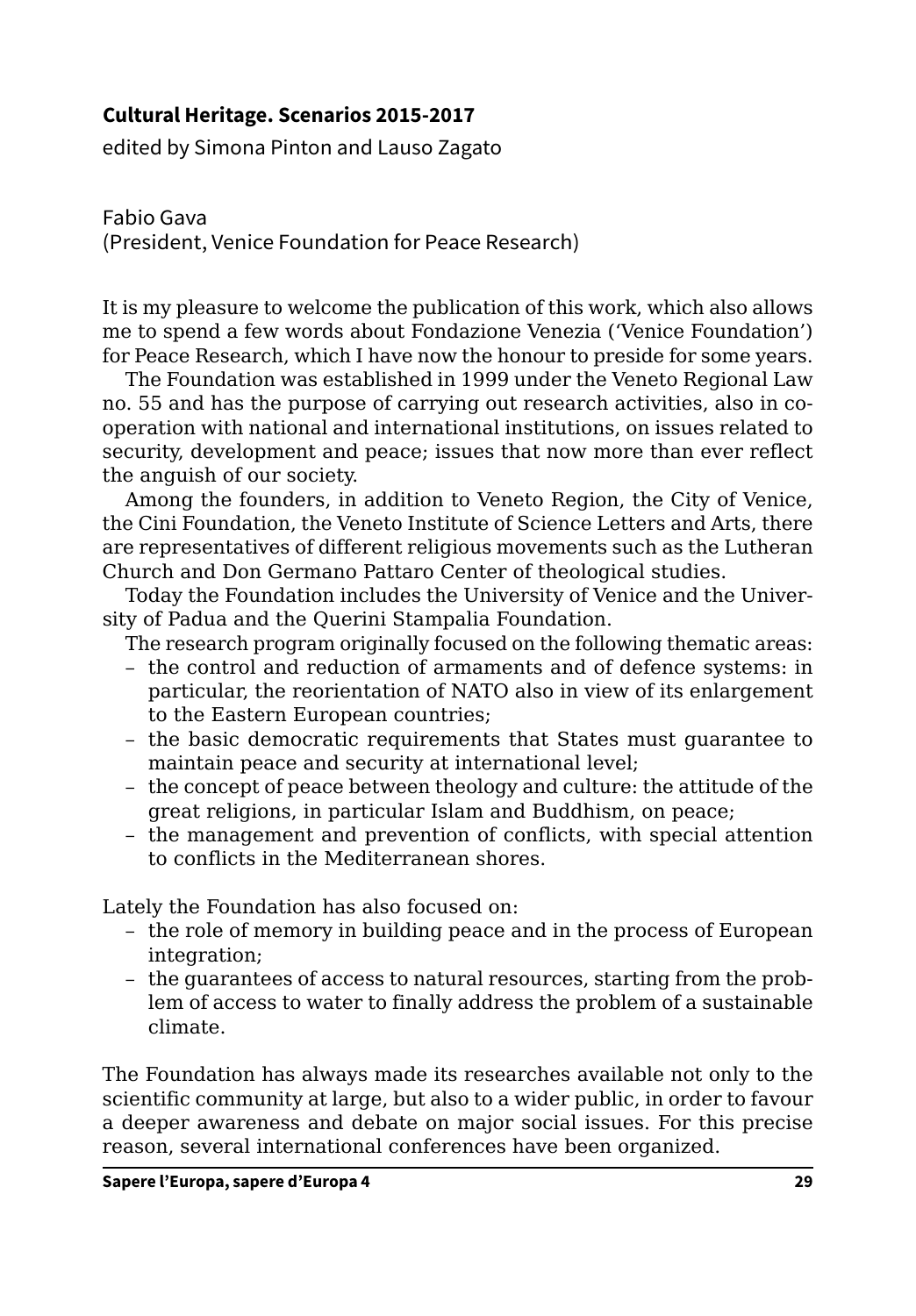**Cultural Heritage. Scenarios 2015-2017**

edited by Simona Pinton and Lauso Zagato

Fabio Gava
(President, Venice Foundation for Peace Research)

It is my pleasure to welcome the publication of this work, which also allows me to spend a few words about Fondazione Venezia ('Venice Foundation') for Peace Research, which I have now the honour to preside for some years.

The Foundation was established in 1999 under the Veneto Regional Law no. 55 and has the purpose of carrying out research activities, also in cooperation with national and international institutions, on issues related to security, development and peace; issues that now more than ever reflect the anguish of our society.

Among the founders, in addition to Veneto Region, the City of Venice, the Cini Foundation, the Veneto Institute of Science Letters and Arts, there are representatives of different religious movements such as the Lutheran Church and Don Germano Pattaro Center of theological studies.

Today the Foundation includes the University of Venice and the University of Padua and the Querini Stampalia Foundation.

The research program originally focused on the following thematic areas:

- the control and reduction of armaments and of defence systems: in particular, the reorientation of NATO also in view of its enlargement to the Eastern European countries;
- the basic democratic requirements that States must guarantee to maintain peace and security at international level;
- the concept of peace between theology and culture: the attitude of the great religions, in particular Islam and Buddhism, on peace;
- the management and prevention of conflicts, with special attention to conflicts in the Mediterranean shores.

Lately the Foundation has also focused on:

- the role of memory in building peace and in the process of European integration;
- the guarantees of access to natural resources, starting from the problem of access to water to finally address the problem of a sustainable climate.

The Foundation has always made its researches available not only to the scientific community at large, but also to a wider public, in order to favour a deeper awareness and debate on major social issues. For this precise reason, several international conferences have been organized.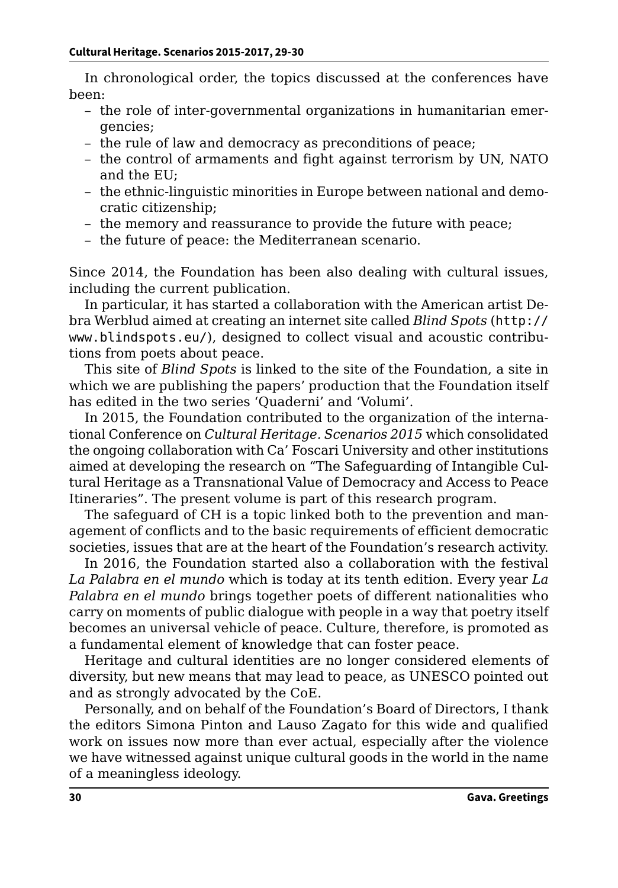In chronological order, the topics discussed at the conferences have been:

- the role of inter-governmental organizations in humanitarian emergencies;
- the rule of law and democracy as preconditions of peace;
- the control of armaments and fight against terrorism by UN, NATO and the EU;
- the ethnic-linguistic minorities in Europe between national and democratic citizenship;
- the memory and reassurance to provide the future with peace;
- the future of peace: the Mediterranean scenario.

Since 2014, the Foundation has been also dealing with cultural issues, including the current publication.

In particular, it has started a collaboration with the American artist Debra Werblud aimed at creating an internet site called *Blind Spots* (http://www.blindspots.eu/), designed to collect visual and acoustic contributions from poets about peace.

This site of *Blind Spots* is linked to the site of the Foundation, a site in which we are publishing the papers' production that the Foundation itself has edited in the two series 'Quaderni' and 'Volumi'.

In 2015, the Foundation contributed to the organization of the international Conference on *Cultural Heritage. Scenarios 2015* which consolidated the ongoing collaboration with Ca' Foscari University and other institutions aimed at developing the research on "The Safeguarding of Intangible Cultural Heritage as a Transnational Value of Democracy and Access to Peace Itineraries". The present volume is part of this research program.

The safeguard of CH is a topic linked both to the prevention and management of conflicts and to the basic requirements of efficient democratic societies, issues that are at the heart of the Foundation's research activity.

In 2016, the Foundation started also a collaboration with the festival *La Palabra en el mundo* which is today at its tenth edition. Every year *La Palabra en el mundo* brings together poets of different nationalities who carry on moments of public dialogue with people in a way that poetry itself becomes an universal vehicle of peace. Culture, therefore, is promoted as a fundamental element of knowledge that can foster peace.

Heritage and cultural identities are no longer considered elements of diversity, but new means that may lead to peace, as UNESCO pointed out and as strongly advocated by the CoE.

Personally, and on behalf of the Foundation's Board of Directors, I thank the editors Simona Pinton and Lauso Zagato for this wide and qualified work on issues now more than ever actual, especially after the violence we have witnessed against unique cultural goods in the world in the name of a meaningless ideology.